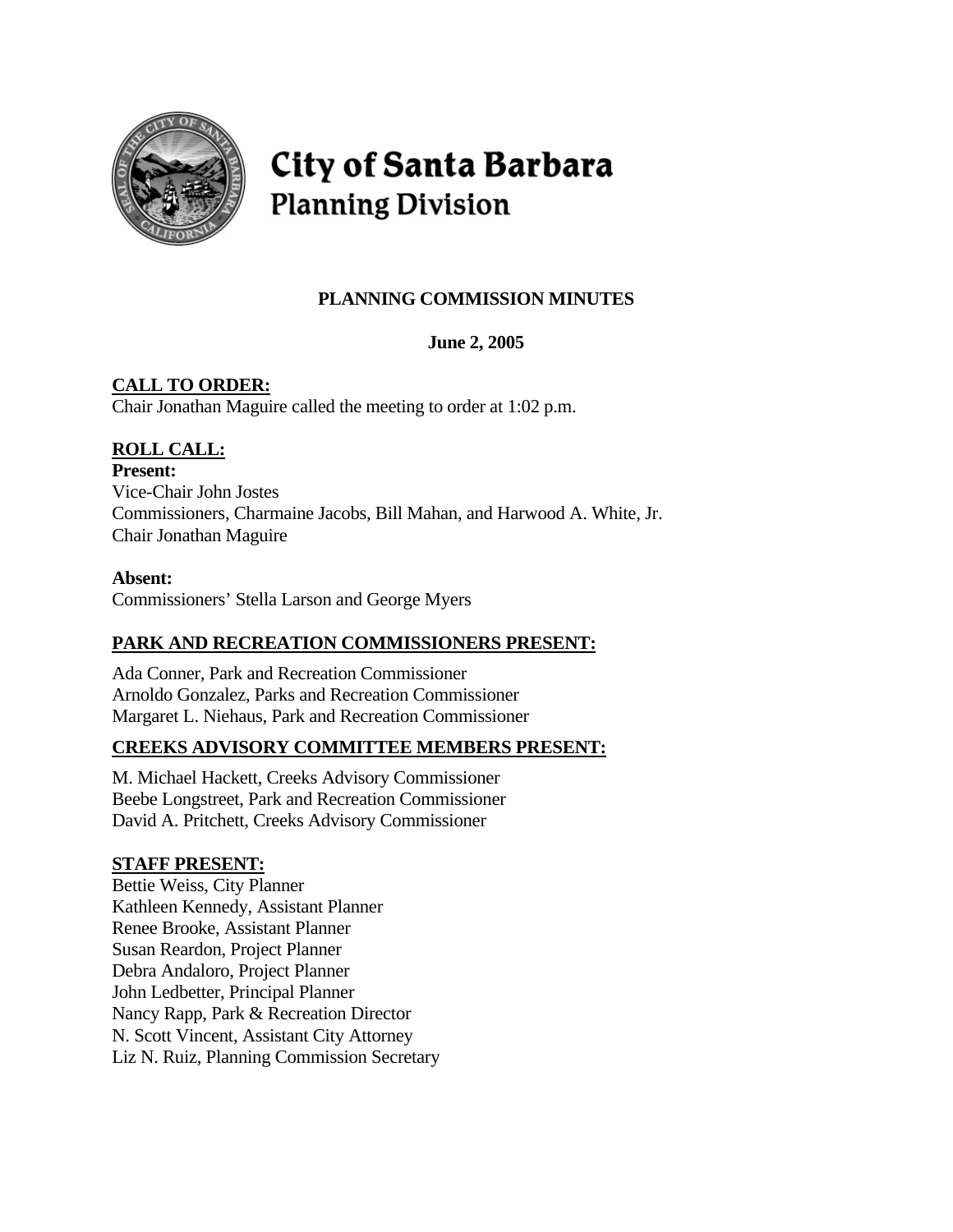# City of Santa Barbara
## Planning Division

**PLANNING COMMISSION MINUTES**

**June 2, 2005**

**CALL TO ORDER:**
Chair Jonathan Maguire called the meeting to order at 1:02 p.m.

**ROLL CALL:**

**Present:**
Vice-Chair John Jostes
Commissioners, Charmaine Jacobs, Bill Mahan, and Harwood A. White, Jr.
Chair Jonathan Maguire

**Absent:**
Commissioners' Stella Larson and George Myers

**PARK AND RECREATION COMMISSIONERS PRESENT:**

Ada Conner, Park and Recreation Commissioner
Arnoldo Gonzalez, Parks and Recreation Commissioner
Margaret L. Niehaus, Park and Recreation Commissioner

**CREEKS ADVISORY COMMITTEE MEMBERS PRESENT:**

M. Michael Hackett, Creeks Advisory Commissioner
Beebe Longstreet, Park and Recreation Commissioner
David A. Pritchett, Creeks Advisory Commissioner

**STAFF PRESENT:**
Bettie Weiss, City Planner
Kathleen Kennedy, Assistant Planner
Renee Brooke, Assistant Planner
Susan Reardon, Project Planner
Debra Andaloro, Project Planner
John Ledbetter, Principal Planner
Nancy Rapp, Park & Recreation Director
N. Scott Vincent, Assistant City Attorney
Liz N. Ruiz, Planning Commission Secretary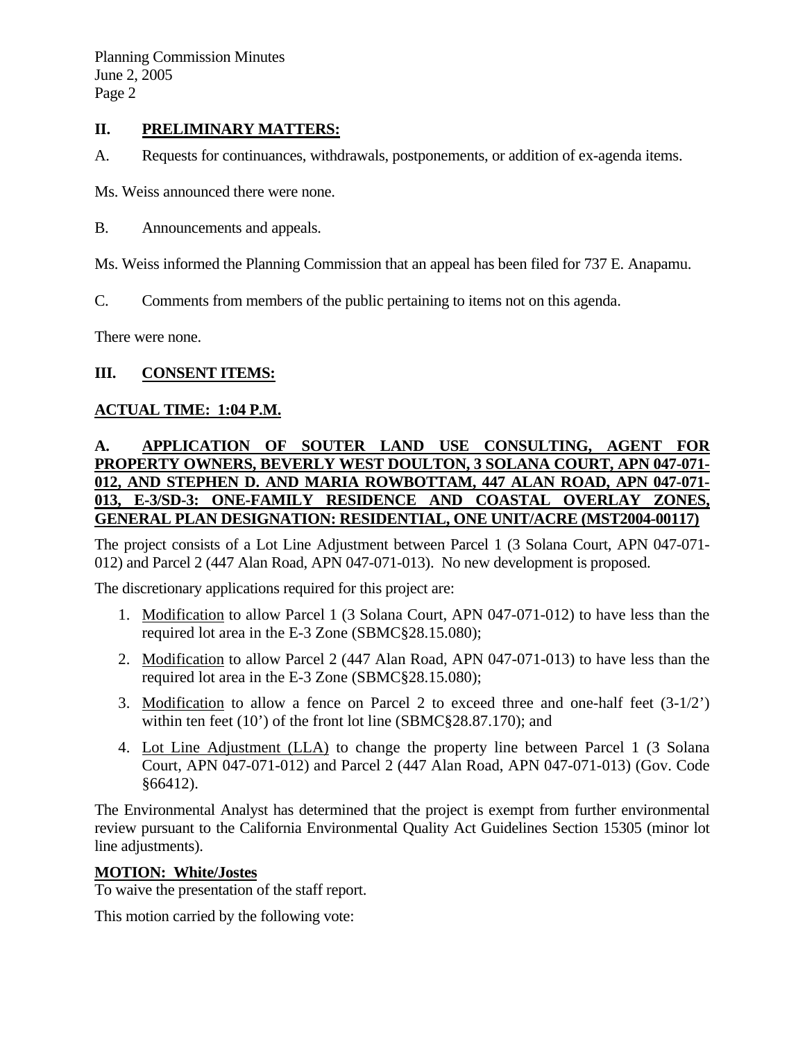## II. PRELIMINARY MATTERS:

A. Requests for continuances, withdrawals, postponements, or addition of ex-agenda items.

Ms. Weiss announced there were none.

B. Announcements and appeals.

Ms. Weiss informed the Planning Commission that an appeal has been filed for 737 E. Anapamu.

C. Comments from members of the public pertaining to items not on this agenda.

There were none.

## III. CONSENT ITEMS:

**ACTUAL TIME: 1:04 P.M.**

**A. APPLICATION OF SOUTER LAND USE CONSULTING, AGENT FOR PROPERTY OWNERS, BEVERLY WEST DOULTON, 3 SOLANA COURT, APN 047-071-012, AND STEPHEN D. AND MARIA ROWBOTTAM, 447 ALAN ROAD, APN 047-071-013, E-3/SD-3: ONE-FAMILY RESIDENCE AND COASTAL OVERLAY ZONES, GENERAL PLAN DESIGNATION: RESIDENTIAL, ONE UNIT/ACRE (MST2004-00117)**

The project consists of a Lot Line Adjustment between Parcel 1 (3 Solana Court, APN 047-071-012) and Parcel 2 (447 Alan Road, APN 047-071-013). No new development is proposed.

The discretionary applications required for this project are:

1. Modification to allow Parcel 1 (3 Solana Court, APN 047-071-012) to have less than the required lot area in the E-3 Zone (SBMC§28.15.080);
2. Modification to allow Parcel 2 (447 Alan Road, APN 047-071-013) to have less than the required lot area in the E-3 Zone (SBMC§28.15.080);
3. Modification to allow a fence on Parcel 2 to exceed three and one-half feet (3-1/2') within ten feet (10') of the front lot line (SBMC§28.87.170); and
4. Lot Line Adjustment (LLA) to change the property line between Parcel 1 (3 Solana Court, APN 047-071-012) and Parcel 2 (447 Alan Road, APN 047-071-013) (Gov. Code §66412).

The Environmental Analyst has determined that the project is exempt from further environmental review pursuant to the California Environmental Quality Act Guidelines Section 15305 (minor lot line adjustments).

**MOTION: White/Jostes**
To waive the presentation of the staff report.

This motion carried by the following vote: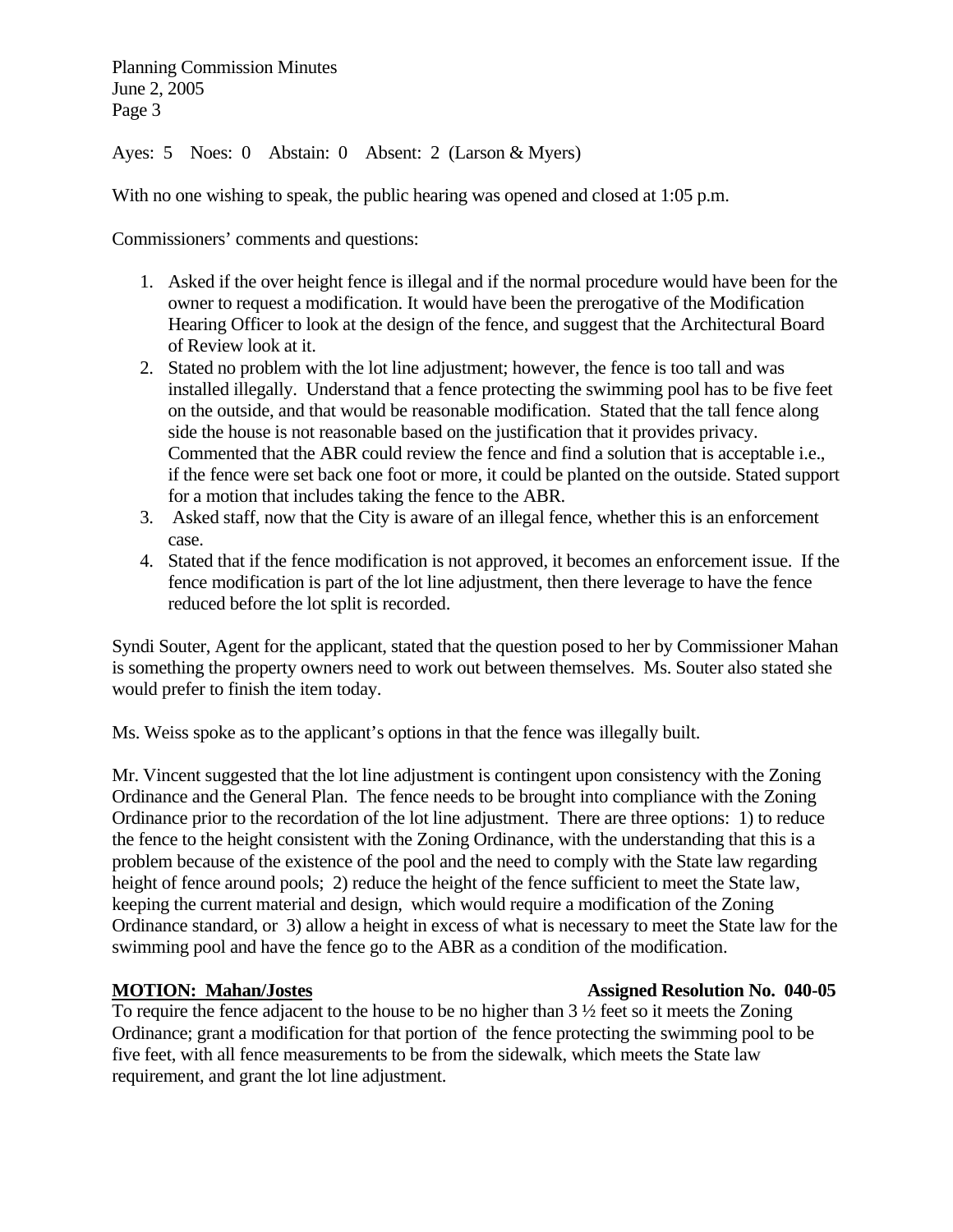Ayes: 5 Noes: 0 Abstain: 0 Absent: 2 (Larson & Myers)

With no one wishing to speak, the public hearing was opened and closed at 1:05 p.m.

Commissioners' comments and questions:

1. Asked if the over height fence is illegal and if the normal procedure would have been for the owner to request a modification. It would have been the prerogative of the Modification Hearing Officer to look at the design of the fence, and suggest that the Architectural Board of Review look at it.
2. Stated no problem with the lot line adjustment; however, the fence is too tall and was installed illegally. Understand that a fence protecting the swimming pool has to be five feet on the outside, and that would be reasonable modification. Stated that the tall fence along side the house is not reasonable based on the justification that it provides privacy. Commented that the ABR could review the fence and find a solution that is acceptable i.e., if the fence were set back one foot or more, it could be planted on the outside. Stated support for a motion that includes taking the fence to the ABR.
3. Asked staff, now that the City is aware of an illegal fence, whether this is an enforcement case.
4. Stated that if the fence modification is not approved, it becomes an enforcement issue. If the fence modification is part of the lot line adjustment, then there leverage to have the fence reduced before the lot split is recorded.

Syndi Souter, Agent for the applicant, stated that the question posed to her by Commissioner Mahan is something the property owners need to work out between themselves. Ms. Souter also stated she would prefer to finish the item today.

Ms. Weiss spoke as to the applicant's options in that the fence was illegally built.

Mr. Vincent suggested that the lot line adjustment is contingent upon consistency with the Zoning Ordinance and the General Plan. The fence needs to be brought into compliance with the Zoning Ordinance prior to the recordation of the lot line adjustment. There are three options: 1) to reduce the fence to the height consistent with the Zoning Ordinance, with the understanding that this is a problem because of the existence of the pool and the need to comply with the State law regarding height of fence around pools; 2) reduce the height of the fence sufficient to meet the State law, keeping the current material and design, which would require a modification of the Zoning Ordinance standard, or 3) allow a height in excess of what is necessary to meet the State law for the swimming pool and have the fence go to the ABR as a condition of the modification.

**MOTION: Mahan/Jostes** **Assigned Resolution No. 040-05**

To require the fence adjacent to the house to be no higher than 3 ½ feet so it meets the Zoning Ordinance; grant a modification for that portion of the fence protecting the swimming pool to be five feet, with all fence measurements to be from the sidewalk, which meets the State law requirement, and grant the lot line adjustment.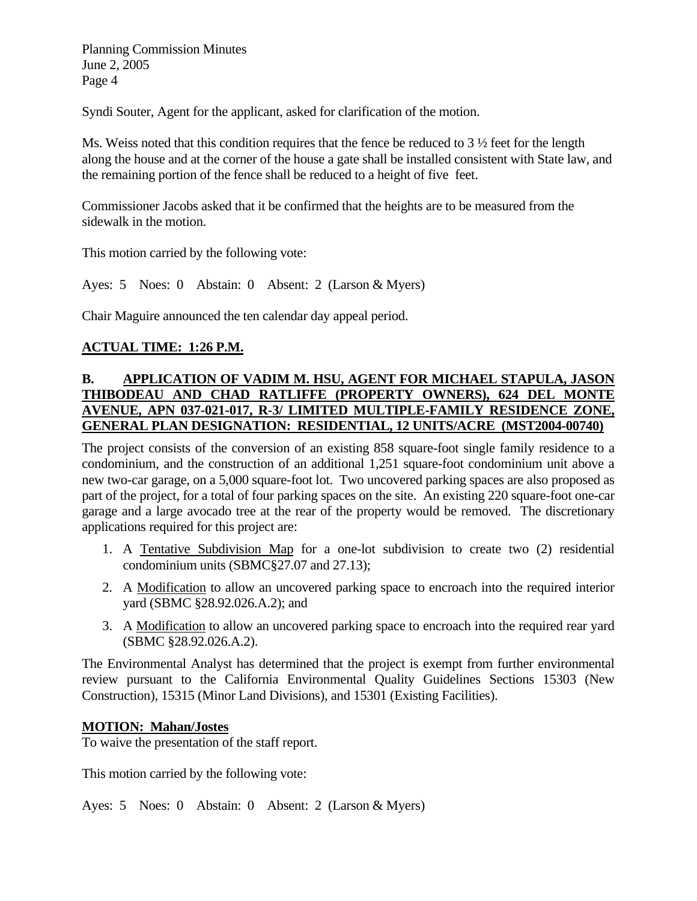Syndi Souter, Agent for the applicant, asked for clarification of the motion.

Ms. Weiss noted that this condition requires that the fence be reduced to 3 ½ feet for the length along the house and at the corner of the house a gate shall be installed consistent with State law, and the remaining portion of the fence shall be reduced to a height of five feet.

Commissioner Jacobs asked that it be confirmed that the heights are to be measured from the sidewalk in the motion.

This motion carried by the following vote:

Ayes: 5 Noes: 0 Abstain: 0 Absent: 2 (Larson & Myers)

Chair Maguire announced the ten calendar day appeal period.

**ACTUAL TIME: 1:26 P.M.**

**B. APPLICATION OF VADIM M. HSU, AGENT FOR MICHAEL STAPULA, JASON THIBODEAU AND CHAD RATLIFFE (PROPERTY OWNERS), 624 DEL MONTE AVENUE, APN 037-021-017, R-3/ LIMITED MULTIPLE-FAMILY RESIDENCE ZONE, GENERAL PLAN DESIGNATION: RESIDENTIAL, 12 UNITS/ACRE (MST2004-00740)**

The project consists of the conversion of an existing 858 square-foot single family residence to a condominium, and the construction of an additional 1,251 square-foot condominium unit above a new two-car garage, on a 5,000 square-foot lot. Two uncovered parking spaces are also proposed as part of the project, for a total of four parking spaces on the site. An existing 220 square-foot one-car garage and a large avocado tree at the rear of the property would be removed. The discretionary applications required for this project are:

1. A Tentative Subdivision Map for a one-lot subdivision to create two (2) residential condominium units (SBMC§27.07 and 27.13);
2. A Modification to allow an uncovered parking space to encroach into the required interior yard (SBMC §28.92.026.A.2); and
3. A Modification to allow an uncovered parking space to encroach into the required rear yard (SBMC §28.92.026.A.2).

The Environmental Analyst has determined that the project is exempt from further environmental review pursuant to the California Environmental Quality Guidelines Sections 15303 (New Construction), 15315 (Minor Land Divisions), and 15301 (Existing Facilities).

**MOTION: Mahan/Jostes**
To waive the presentation of the staff report.

This motion carried by the following vote:

Ayes: 5 Noes: 0 Abstain: 0 Absent: 2 (Larson & Myers)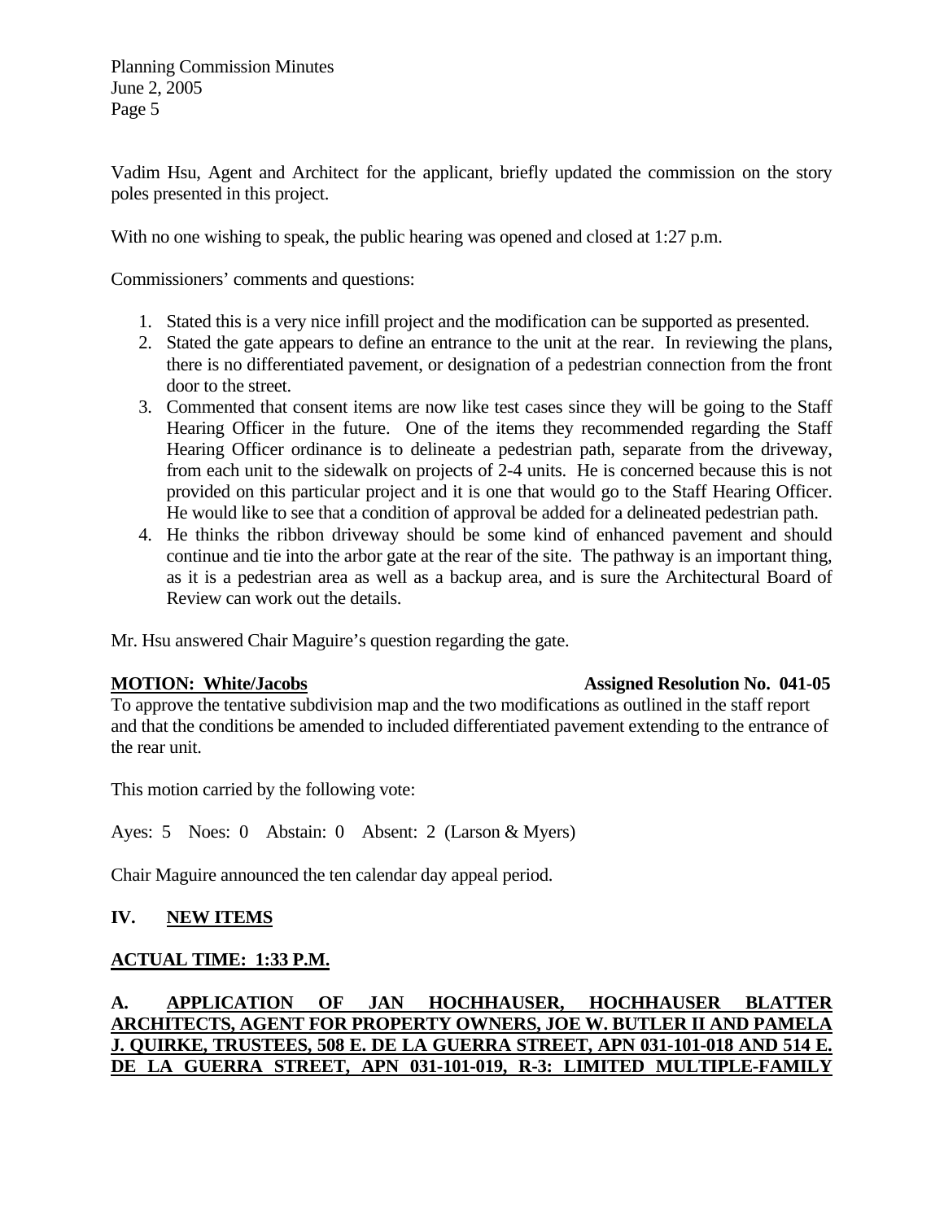Vadim Hsu, Agent and Architect for the applicant, briefly updated the commission on the story poles presented in this project.

With no one wishing to speak, the public hearing was opened and closed at 1:27 p.m.

Commissioners' comments and questions:

1. Stated this is a very nice infill project and the modification can be supported as presented.
2. Stated the gate appears to define an entrance to the unit at the rear. In reviewing the plans, there is no differentiated pavement, or designation of a pedestrian connection from the front door to the street.
3. Commented that consent items are now like test cases since they will be going to the Staff Hearing Officer in the future. One of the items they recommended regarding the Staff Hearing Officer ordinance is to delineate a pedestrian path, separate from the driveway, from each unit to the sidewalk on projects of 2-4 units. He is concerned because this is not provided on this particular project and it is one that would go to the Staff Hearing Officer. He would like to see that a condition of approval be added for a delineated pedestrian path.
4. He thinks the ribbon driveway should be some kind of enhanced pavement and should continue and tie into the arbor gate at the rear of the site. The pathway is an important thing, as it is a pedestrian area as well as a backup area, and is sure the Architectural Board of Review can work out the details.

Mr. Hsu answered Chair Maguire's question regarding the gate.

**<u>MOTION: White/Jacobs</u>** **Assigned Resolution No. 041-05**

To approve the tentative subdivision map and the two modifications as outlined in the staff report and that the conditions be amended to included differentiated pavement extending to the entrance of the rear unit.

This motion carried by the following vote:

Ayes: 5 Noes: 0 Abstain: 0 Absent: 2 (Larson & Myers)

Chair Maguire announced the ten calendar day appeal period.

## IV. <u>NEW ITEMS</u>

**<u>ACTUAL TIME: 1:33 P.M.</u>**

**A. <u>APPLICATION OF JAN HOCHHAUSER, HOCHHAUSER BLATTER ARCHITECTS, AGENT FOR PROPERTY OWNERS, JOE W. BUTLER II AND PAMELA J. QUIRKE, TRUSTEES, 508 E. DE LA GUERRA STREET, APN 031-101-018 AND 514 E. DE LA GUERRA STREET, APN 031-101-019, R-3: LIMITED MULTIPLE-FAMILY</u>**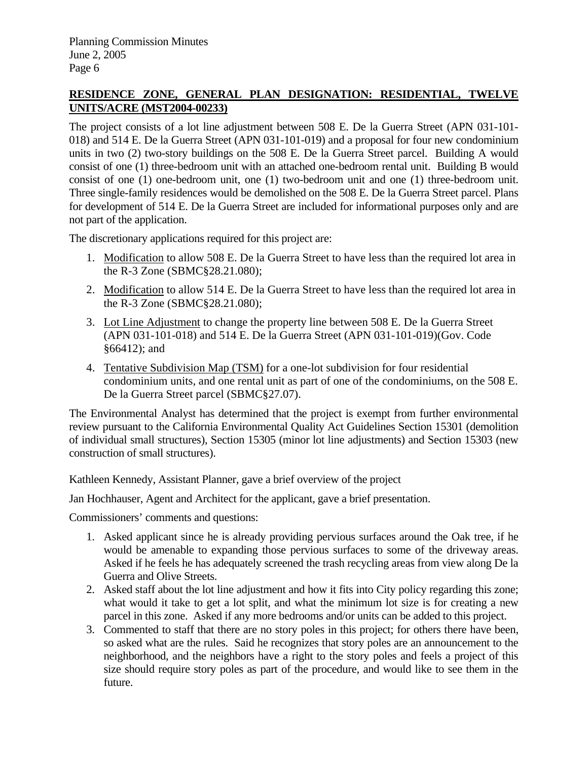**RESIDENCE ZONE, GENERAL PLAN DESIGNATION: RESIDENTIAL, TWELVE UNITS/ACRE (MST2004-00233)**

The project consists of a lot line adjustment between 508 E. De la Guerra Street (APN 031-101-018) and 514 E. De la Guerra Street (APN 031-101-019) and a proposal for four new condominium units in two (2) two-story buildings on the 508 E. De la Guerra Street parcel. Building A would consist of one (1) three-bedroom unit with an attached one-bedroom rental unit. Building B would consist of one (1) one-bedroom unit, one (1) two-bedroom unit and one (1) three-bedroom unit. Three single-family residences would be demolished on the 508 E. De la Guerra Street parcel. Plans for development of 514 E. De la Guerra Street are included for informational purposes only and are not part of the application.

The discretionary applications required for this project are:

1. Modification to allow 508 E. De la Guerra Street to have less than the required lot area in the R-3 Zone (SBMC§28.21.080);
2. Modification to allow 514 E. De la Guerra Street to have less than the required lot area in the R-3 Zone (SBMC§28.21.080);
3. Lot Line Adjustment to change the property line between 508 E. De la Guerra Street (APN 031-101-018) and 514 E. De la Guerra Street (APN 031-101-019)(Gov. Code §66412); and
4. Tentative Subdivision Map (TSM) for a one-lot subdivision for four residential condominium units, and one rental unit as part of one of the condominiums, on the 508 E. De la Guerra Street parcel (SBMC§27.07).

The Environmental Analyst has determined that the project is exempt from further environmental review pursuant to the California Environmental Quality Act Guidelines Section 15301 (demolition of individual small structures), Section 15305 (minor lot line adjustments) and Section 15303 (new construction of small structures).

Kathleen Kennedy, Assistant Planner, gave a brief overview of the project

Jan Hochhauser, Agent and Architect for the applicant, gave a brief presentation.

Commissioners' comments and questions:

1. Asked applicant since he is already providing pervious surfaces around the Oak tree, if he would be amenable to expanding those pervious surfaces to some of the driveway areas. Asked if he feels he has adequately screened the trash recycling areas from view along De la Guerra and Olive Streets.
2. Asked staff about the lot line adjustment and how it fits into City policy regarding this zone; what would it take to get a lot split, and what the minimum lot size is for creating a new parcel in this zone. Asked if any more bedrooms and/or units can be added to this project.
3. Commented to staff that there are no story poles in this project; for others there have been, so asked what are the rules. Said he recognizes that story poles are an announcement to the neighborhood, and the neighbors have a right to the story poles and feels a project of this size should require story poles as part of the procedure, and would like to see them in the future.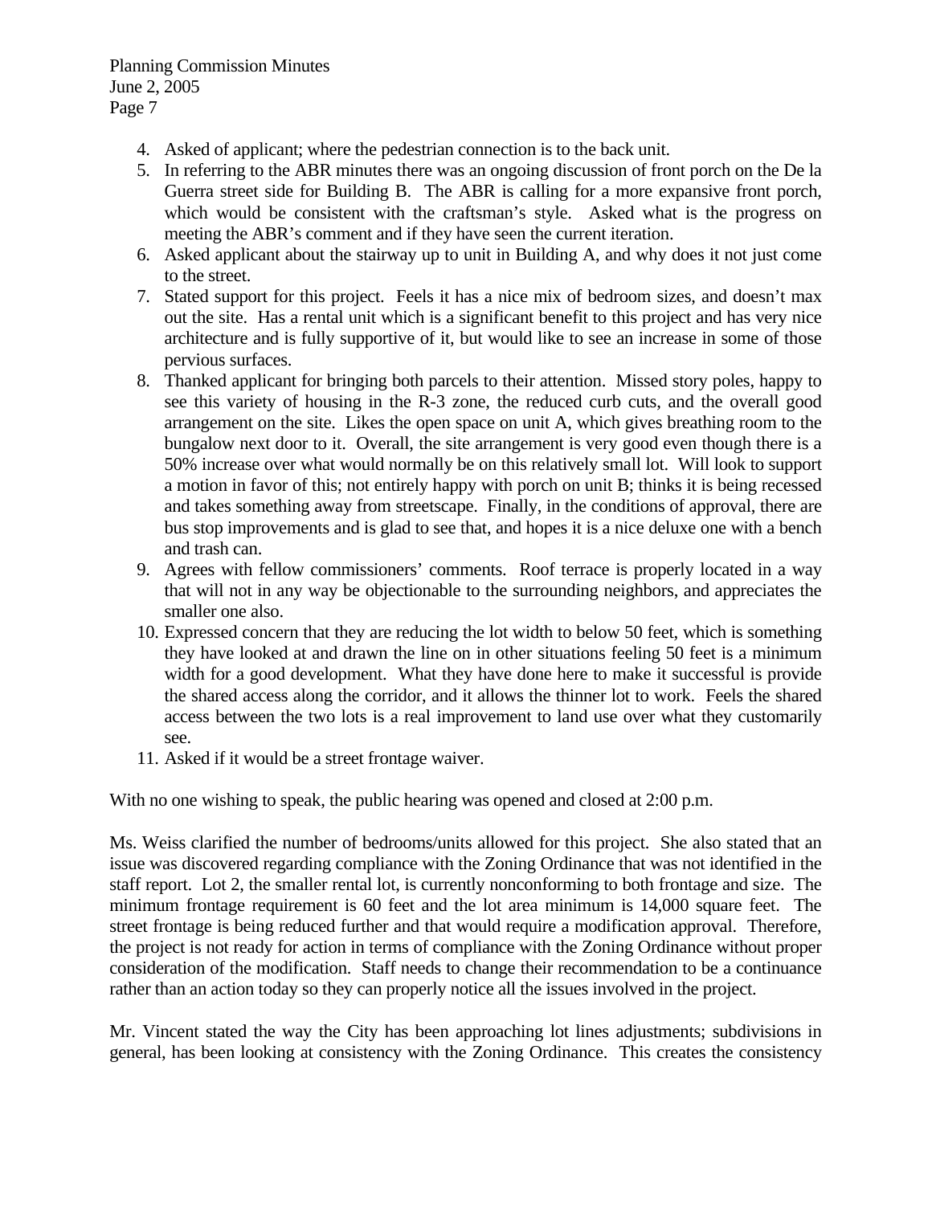4. Asked of applicant; where the pedestrian connection is to the back unit.
5. In referring to the ABR minutes there was an ongoing discussion of front porch on the De la Guerra street side for Building B. The ABR is calling for a more expansive front porch, which would be consistent with the craftsman's style. Asked what is the progress on meeting the ABR's comment and if they have seen the current iteration.
6. Asked applicant about the stairway up to unit in Building A, and why does it not just come to the street.
7. Stated support for this project. Feels it has a nice mix of bedroom sizes, and doesn't max out the site. Has a rental unit which is a significant benefit to this project and has very nice architecture and is fully supportive of it, but would like to see an increase in some of those pervious surfaces.
8. Thanked applicant for bringing both parcels to their attention. Missed story poles, happy to see this variety of housing in the R-3 zone, the reduced curb cuts, and the overall good arrangement on the site. Likes the open space on unit A, which gives breathing room to the bungalow next door to it. Overall, the site arrangement is very good even though there is a 50% increase over what would normally be on this relatively small lot. Will look to support a motion in favor of this; not entirely happy with porch on unit B; thinks it is being recessed and takes something away from streetscape. Finally, in the conditions of approval, there are bus stop improvements and is glad to see that, and hopes it is a nice deluxe one with a bench and trash can.
9. Agrees with fellow commissioners' comments. Roof terrace is properly located in a way that will not in any way be objectionable to the surrounding neighbors, and appreciates the smaller one also.
10. Expressed concern that they are reducing the lot width to below 50 feet, which is something they have looked at and drawn the line on in other situations feeling 50 feet is a minimum width for a good development. What they have done here to make it successful is provide the shared access along the corridor, and it allows the thinner lot to work. Feels the shared access between the two lots is a real improvement to land use over what they customarily see.
11. Asked if it would be a street frontage waiver.

With no one wishing to speak, the public hearing was opened and closed at 2:00 p.m.

Ms. Weiss clarified the number of bedrooms/units allowed for this project. She also stated that an issue was discovered regarding compliance with the Zoning Ordinance that was not identified in the staff report. Lot 2, the smaller rental lot, is currently nonconforming to both frontage and size. The minimum frontage requirement is 60 feet and the lot area minimum is 14,000 square feet. The street frontage is being reduced further and that would require a modification approval. Therefore, the project is not ready for action in terms of compliance with the Zoning Ordinance without proper consideration of the modification. Staff needs to change their recommendation to be a continuance rather than an action today so they can properly notice all the issues involved in the project.

Mr. Vincent stated the way the City has been approaching lot lines adjustments; subdivisions in general, has been looking at consistency with the Zoning Ordinance. This creates the consistency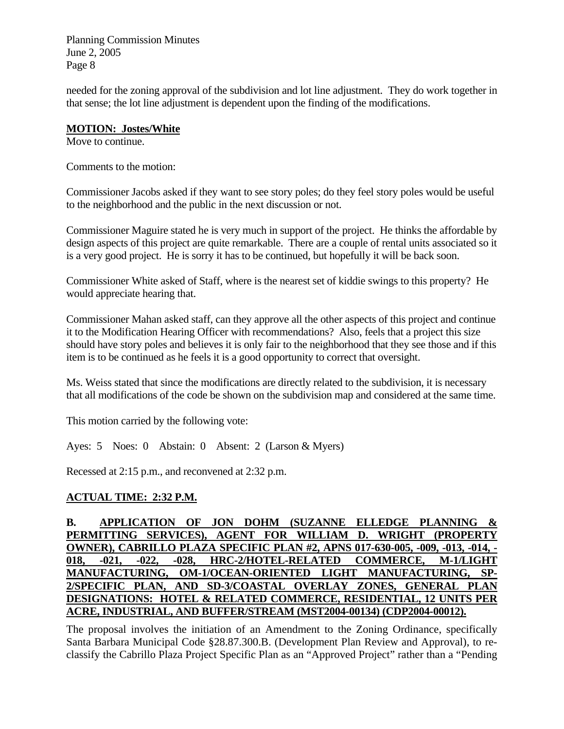needed for the zoning approval of the subdivision and lot line adjustment. They do work together in that sense; the lot line adjustment is dependent upon the finding of the modifications.

**MOTION: Jostes/White**

Move to continue.

Comments to the motion:

Commissioner Jacobs asked if they want to see story poles; do they feel story poles would be useful to the neighborhood and the public in the next discussion or not.

Commissioner Maguire stated he is very much in support of the project. He thinks the affordable by design aspects of this project are quite remarkable. There are a couple of rental units associated so it is a very good project. He is sorry it has to be continued, but hopefully it will be back soon.

Commissioner White asked of Staff, where is the nearest set of kiddie swings to this property? He would appreciate hearing that.

Commissioner Mahan asked staff, can they approve all the other aspects of this project and continue it to the Modification Hearing Officer with recommendations? Also, feels that a project this size should have story poles and believes it is only fair to the neighborhood that they see those and if this item is to be continued as he feels it is a good opportunity to correct that oversight.

Ms. Weiss stated that since the modifications are directly related to the subdivision, it is necessary that all modifications of the code be shown on the subdivision map and considered at the same time.

This motion carried by the following vote:

Ayes: 5 Noes: 0 Abstain: 0 Absent: 2 (Larson & Myers)

Recessed at 2:15 p.m., and reconvened at 2:32 p.m.

**ACTUAL TIME: 2:32 P.M.**

**B. APPLICATION OF JON DOHM (SUZANNE ELLEDGE PLANNING & PERMITTING SERVICES), AGENT FOR WILLIAM D. WRIGHT (PROPERTY OWNER), CABRILLO PLAZA SPECIFIC PLAN #2, APNS 017-630-005, -009, -013, -014, -018, -021, -022, -028, HRC-2/HOTEL-RELATED COMMERCE, M-1/LIGHT MANUFACTURING, OM-1/OCEAN-ORIENTED LIGHT MANUFACTURING, SP-2/SPECIFIC PLAN, AND SD-3/COASTAL OVERLAY ZONES, GENERAL PLAN DESIGNATIONS: HOTEL & RELATED COMMERCE, RESIDENTIAL, 12 UNITS PER ACRE, INDUSTRIAL, AND BUFFER/STREAM (MST2004-00134) (CDP2004-00012).**

The proposal involves the initiation of an Amendment to the Zoning Ordinance, specifically Santa Barbara Municipal Code §28.87.300.B. (Development Plan Review and Approval), to re-classify the Cabrillo Plaza Project Specific Plan as an "Approved Project" rather than a "Pending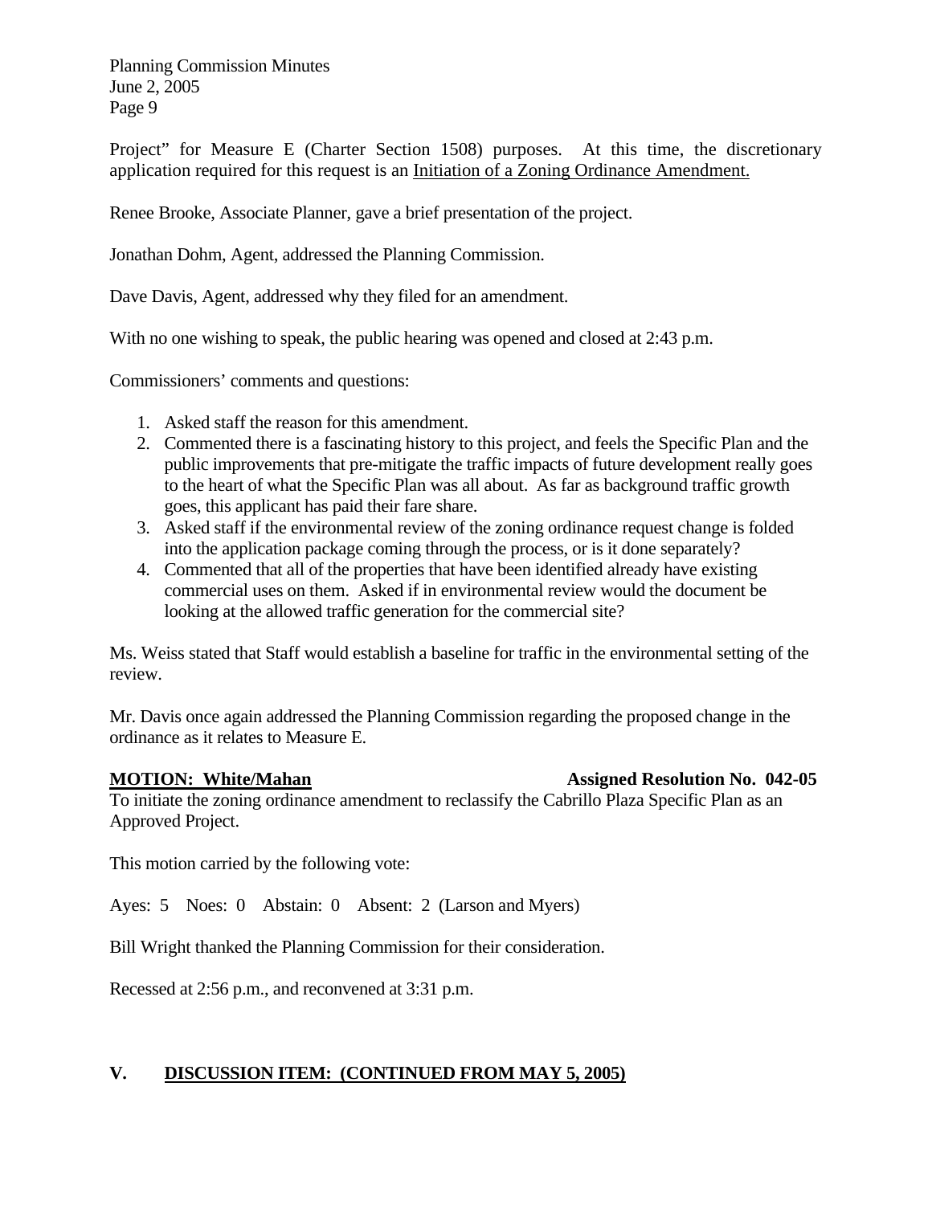Project" for Measure E (Charter Section 1508) purposes. At this time, the discretionary application required for this request is an <u>Initiation of a Zoning Ordinance Amendment.</u>

Renee Brooke, Associate Planner, gave a brief presentation of the project.

Jonathan Dohm, Agent, addressed the Planning Commission.

Dave Davis, Agent, addressed why they filed for an amendment.

With no one wishing to speak, the public hearing was opened and closed at 2:43 p.m.

Commissioners' comments and questions:

1. Asked staff the reason for this amendment.
2. Commented there is a fascinating history to this project, and feels the Specific Plan and the public improvements that pre-mitigate the traffic impacts of future development really goes to the heart of what the Specific Plan was all about. As far as background traffic growth goes, this applicant has paid their fare share.
3. Asked staff if the environmental review of the zoning ordinance request change is folded into the application package coming through the process, or is it done separately?
4. Commented that all of the properties that have been identified already have existing commercial uses on them. Asked if in environmental review would the document be looking at the allowed traffic generation for the commercial site?

Ms. Weiss stated that Staff would establish a baseline for traffic in the environmental setting of the review.

Mr. Davis once again addressed the Planning Commission regarding the proposed change in the ordinance as it relates to Measure E.

**<u>MOTION: White/Mahan</u>** **Assigned Resolution No. 042-05**

To initiate the zoning ordinance amendment to reclassify the Cabrillo Plaza Specific Plan as an Approved Project.

This motion carried by the following vote:

Ayes: 5 Noes: 0 Abstain: 0 Absent: 2 (Larson and Myers)

Bill Wright thanked the Planning Commission for their consideration.

Recessed at 2:56 p.m., and reconvened at 3:31 p.m.

## V. <u>DISCUSSION ITEM: (CONTINUED FROM MAY 5, 2005)</u>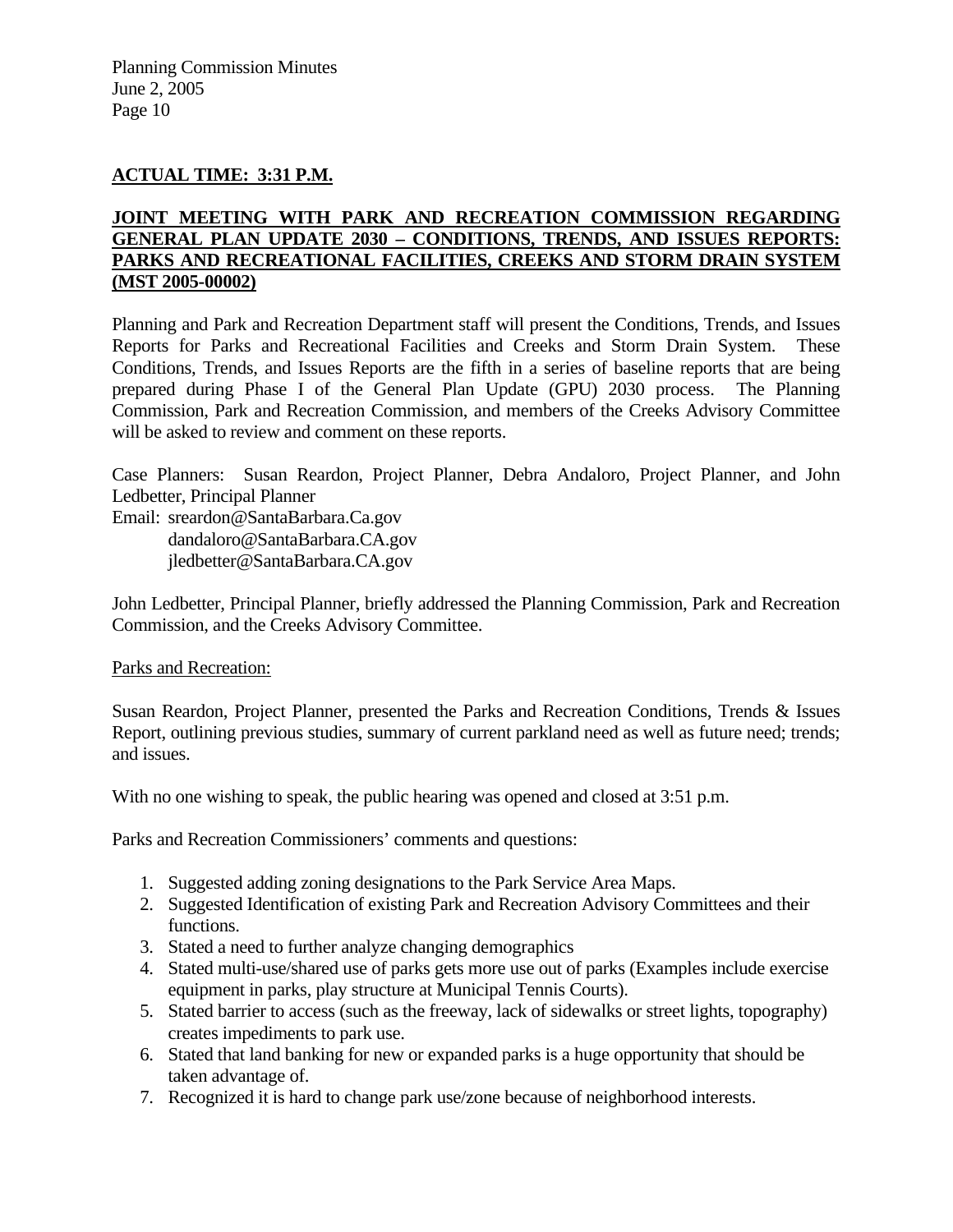**ACTUAL TIME: 3:31 P.M.**

**JOINT MEETING WITH PARK AND RECREATION COMMISSION REGARDING GENERAL PLAN UPDATE 2030 – CONDITIONS, TRENDS, AND ISSUES REPORTS: PARKS AND RECREATIONAL FACILITIES, CREEKS AND STORM DRAIN SYSTEM (MST 2005-00002)**

Planning and Park and Recreation Department staff will present the Conditions, Trends, and Issues Reports for Parks and Recreational Facilities and Creeks and Storm Drain System. These Conditions, Trends, and Issues Reports are the fifth in a series of baseline reports that are being prepared during Phase I of the General Plan Update (GPU) 2030 process. The Planning Commission, Park and Recreation Commission, and members of the Creeks Advisory Committee will be asked to review and comment on these reports.

Case Planners: Susan Reardon, Project Planner, Debra Andaloro, Project Planner, and John Ledbetter, Principal Planner
Email: sreardon@SantaBarbara.Ca.gov
dandaloro@SantaBarbara.CA.gov
jledbetter@SantaBarbara.CA.gov

John Ledbetter, Principal Planner, briefly addressed the Planning Commission, Park and Recreation Commission, and the Creeks Advisory Committee.

Parks and Recreation:

Susan Reardon, Project Planner, presented the Parks and Recreation Conditions, Trends & Issues Report, outlining previous studies, summary of current parkland need as well as future need; trends; and issues.

With no one wishing to speak, the public hearing was opened and closed at 3:51 p.m.

Parks and Recreation Commissioners' comments and questions:

1. Suggested adding zoning designations to the Park Service Area Maps.
2. Suggested Identification of existing Park and Recreation Advisory Committees and their functions.
3. Stated a need to further analyze changing demographics
4. Stated multi-use/shared use of parks gets more use out of parks (Examples include exercise equipment in parks, play structure at Municipal Tennis Courts).
5. Stated barrier to access (such as the freeway, lack of sidewalks or street lights, topography) creates impediments to park use.
6. Stated that land banking for new or expanded parks is a huge opportunity that should be taken advantage of.
7. Recognized it is hard to change park use/zone because of neighborhood interests.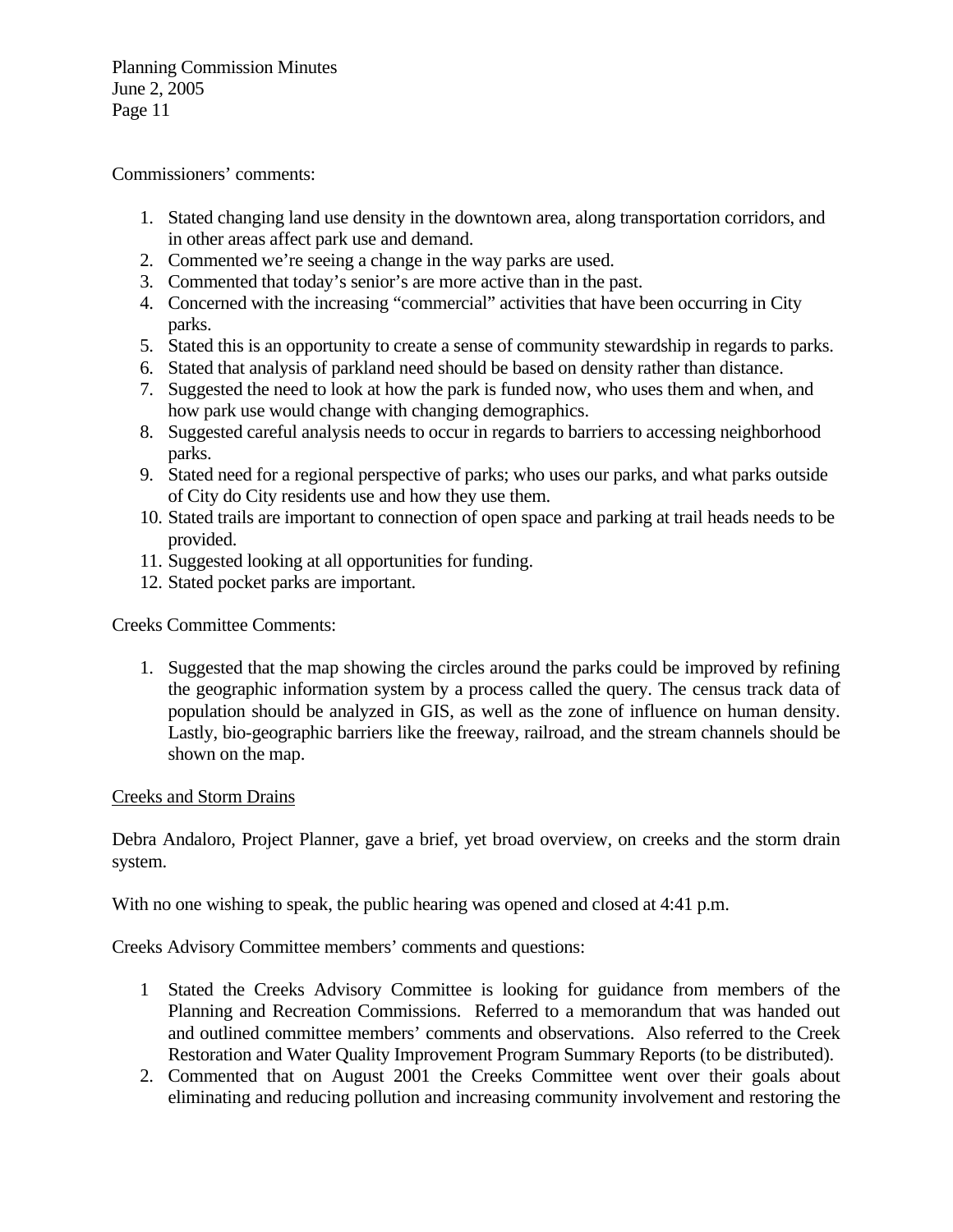Commissioners' comments:

1. Stated changing land use density in the downtown area, along transportation corridors, and in other areas affect park use and demand.
2. Commented we're seeing a change in the way parks are used.
3. Commented that today's senior's are more active than in the past.
4. Concerned with the increasing "commercial" activities that have been occurring in City parks.
5. Stated this is an opportunity to create a sense of community stewardship in regards to parks.
6. Stated that analysis of parkland need should be based on density rather than distance.
7. Suggested the need to look at how the park is funded now, who uses them and when, and how park use would change with changing demographics.
8. Suggested careful analysis needs to occur in regards to barriers to accessing neighborhood parks.
9. Stated need for a regional perspective of parks; who uses our parks, and what parks outside of City do City residents use and how they use them.
10. Stated trails are important to connection of open space and parking at trail heads needs to be provided.
11. Suggested looking at all opportunities for funding.
12. Stated pocket parks are important.

Creeks Committee Comments:

1. Suggested that the map showing the circles around the parks could be improved by refining the geographic information system by a process called the query. The census track data of population should be analyzed in GIS, as well as the zone of influence on human density. Lastly, bio-geographic barriers like the freeway, railroad, and the stream channels should be shown on the map.

<u>Creeks and Storm Drains</u>

Debra Andaloro, Project Planner, gave a brief, yet broad overview, on creeks and the storm drain system.

With no one wishing to speak, the public hearing was opened and closed at 4:41 p.m.

Creeks Advisory Committee members' comments and questions:

1 Stated the Creeks Advisory Committee is looking for guidance from members of the Planning and Recreation Commissions. Referred to a memorandum that was handed out and outlined committee members' comments and observations. Also referred to the Creek Restoration and Water Quality Improvement Program Summary Reports (to be distributed).

2. Commented that on August 2001 the Creeks Committee went over their goals about eliminating and reducing pollution and increasing community involvement and restoring the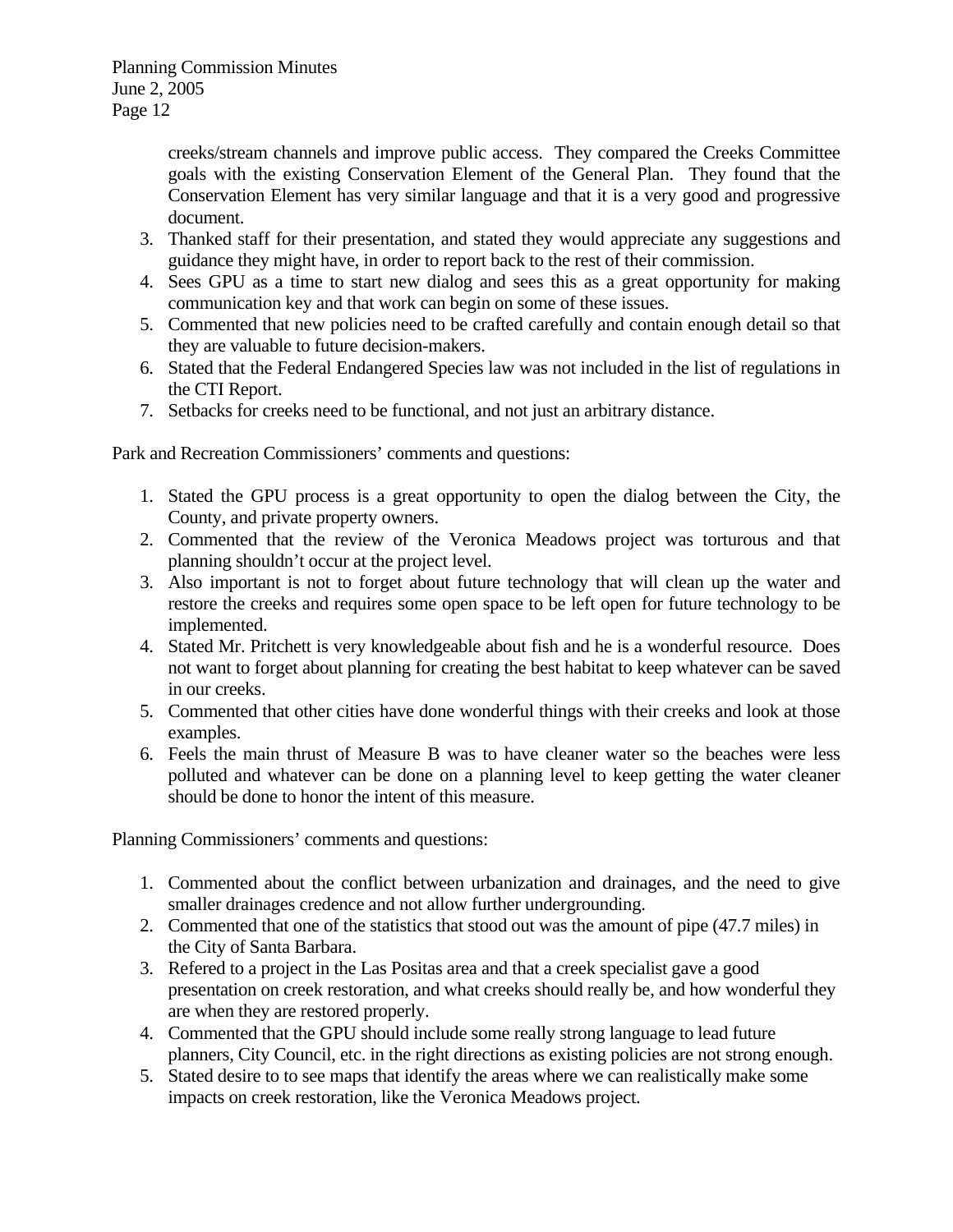creeks/stream channels and improve public access. They compared the Creeks Committee goals with the existing Conservation Element of the General Plan. They found that the Conservation Element has very similar language and that it is a very good and progressive document.

3. Thanked staff for their presentation, and stated they would appreciate any suggestions and guidance they might have, in order to report back to the rest of their commission.
4. Sees GPU as a time to start new dialog and sees this as a great opportunity for making communication key and that work can begin on some of these issues.
5. Commented that new policies need to be crafted carefully and contain enough detail so that they are valuable to future decision-makers.
6. Stated that the Federal Endangered Species law was not included in the list of regulations in the CTI Report.
7. Setbacks for creeks need to be functional, and not just an arbitrary distance.

Park and Recreation Commissioners' comments and questions:

1. Stated the GPU process is a great opportunity to open the dialog between the City, the County, and private property owners.
2. Commented that the review of the Veronica Meadows project was torturous and that planning shouldn't occur at the project level.
3. Also important is not to forget about future technology that will clean up the water and restore the creeks and requires some open space to be left open for future technology to be implemented.
4. Stated Mr. Pritchett is very knowledgeable about fish and he is a wonderful resource. Does not want to forget about planning for creating the best habitat to keep whatever can be saved in our creeks.
5. Commented that other cities have done wonderful things with their creeks and look at those examples.
6. Feels the main thrust of Measure B was to have cleaner water so the beaches were less polluted and whatever can be done on a planning level to keep getting the water cleaner should be done to honor the intent of this measure.

Planning Commissioners' comments and questions:

1. Commented about the conflict between urbanization and drainages, and the need to give smaller drainages credence and not allow further undergrounding.
2. Commented that one of the statistics that stood out was the amount of pipe (47.7 miles) in the City of Santa Barbara.
3. Refered to a project in the Las Positas area and that a creek specialist gave a good presentation on creek restoration, and what creeks should really be, and how wonderful they are when they are restored properly.
4. Commented that the GPU should include some really strong language to lead future planners, City Council, etc. in the right directions as existing policies are not strong enough.
5. Stated desire to to see maps that identify the areas where we can realistically make some impacts on creek restoration, like the Veronica Meadows project.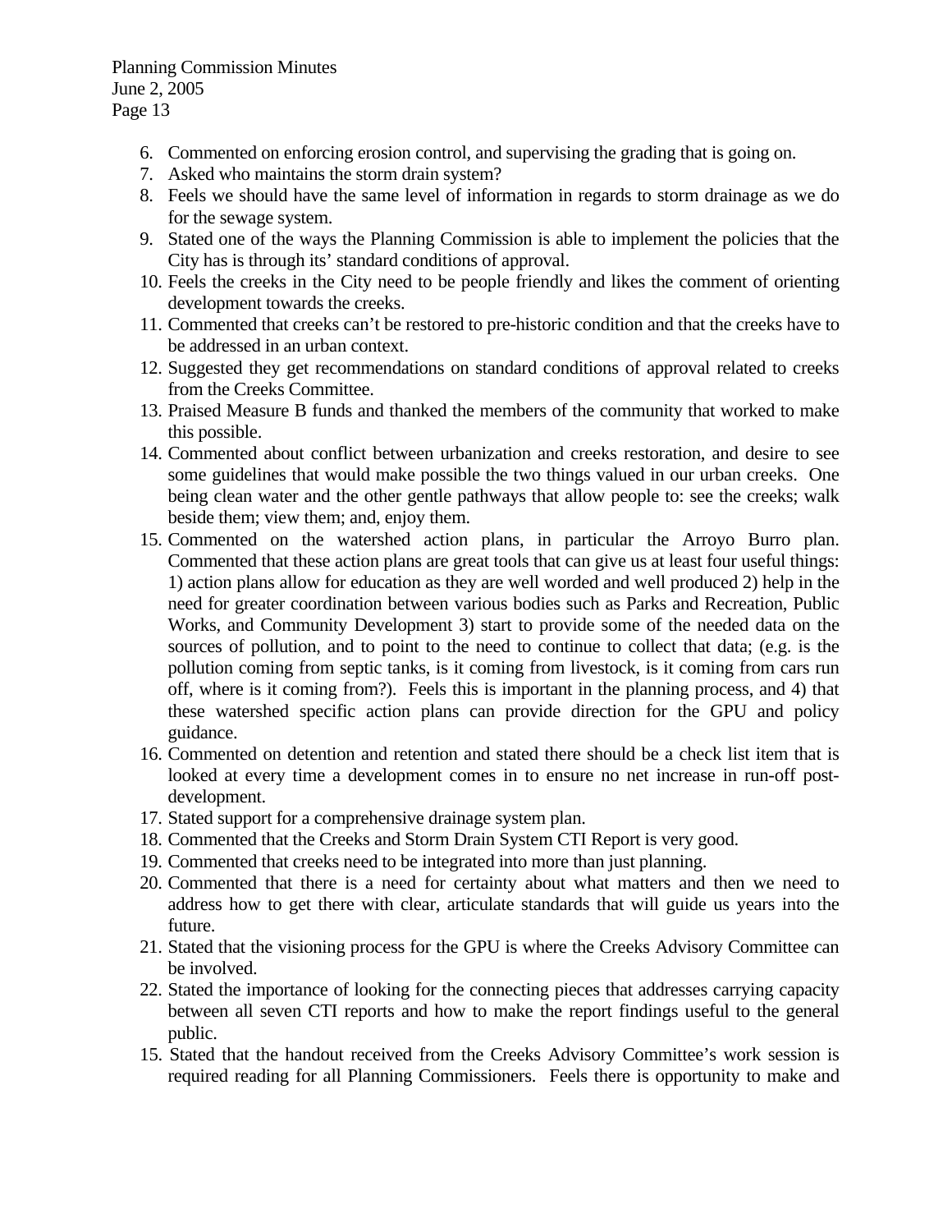6. Commented on enforcing erosion control, and supervising the grading that is going on.
7. Asked who maintains the storm drain system?
8. Feels we should have the same level of information in regards to storm drainage as we do for the sewage system.
9. Stated one of the ways the Planning Commission is able to implement the policies that the City has is through its' standard conditions of approval.
10. Feels the creeks in the City need to be people friendly and likes the comment of orienting development towards the creeks.
11. Commented that creeks can't be restored to pre-historic condition and that the creeks have to be addressed in an urban context.
12. Suggested they get recommendations on standard conditions of approval related to creeks from the Creeks Committee.
13. Praised Measure B funds and thanked the members of the community that worked to make this possible.
14. Commented about conflict between urbanization and creeks restoration, and desire to see some guidelines that would make possible the two things valued in our urban creeks. One being clean water and the other gentle pathways that allow people to: see the creeks; walk beside them; view them; and, enjoy them.
15. Commented on the watershed action plans, in particular the Arroyo Burro plan. Commented that these action plans are great tools that can give us at least four useful things: 1) action plans allow for education as they are well worded and well produced 2) help in the need for greater coordination between various bodies such as Parks and Recreation, Public Works, and Community Development 3) start to provide some of the needed data on the sources of pollution, and to point to the need to continue to collect that data; (e.g. is the pollution coming from septic tanks, is it coming from livestock, is it coming from cars run off, where is it coming from?). Feels this is important in the planning process, and 4) that these watershed specific action plans can provide direction for the GPU and policy guidance.
16. Commented on detention and retention and stated there should be a check list item that is looked at every time a development comes in to ensure no net increase in run-off post-development.
17. Stated support for a comprehensive drainage system plan.
18. Commented that the Creeks and Storm Drain System CTI Report is very good.
19. Commented that creeks need to be integrated into more than just planning.
20. Commented that there is a need for certainty about what matters and then we need to address how to get there with clear, articulate standards that will guide us years into the future.
21. Stated that the visioning process for the GPU is where the Creeks Advisory Committee can be involved.
22. Stated the importance of looking for the connecting pieces that addresses carrying capacity between all seven CTI reports and how to make the report findings useful to the general public.

15\. Stated that the handout received from the Creeks Advisory Committee's work session is required reading for all Planning Commissioners. Feels there is opportunity to make and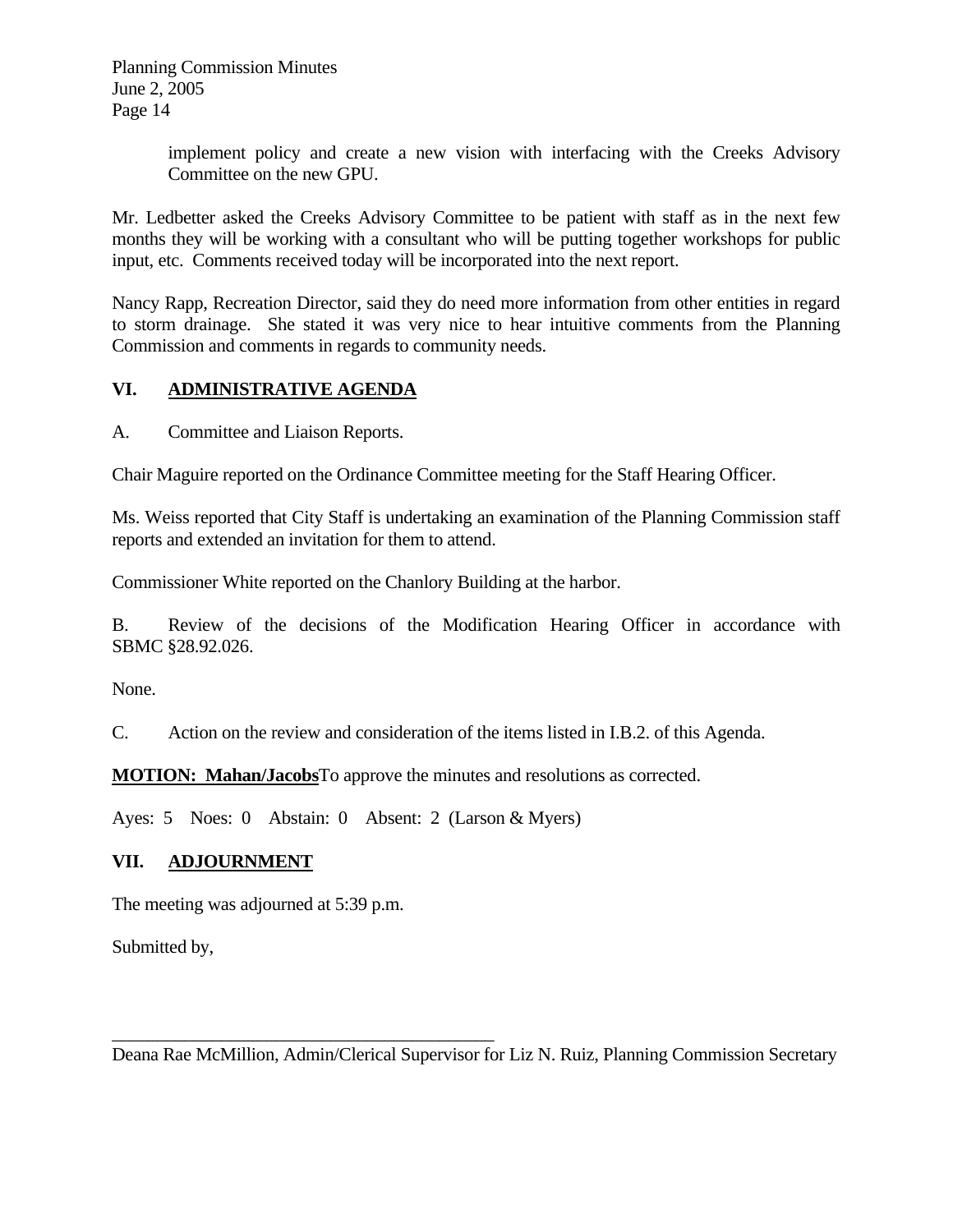implement policy and create a new vision with interfacing with the Creeks Advisory Committee on the new GPU.

Mr. Ledbetter asked the Creeks Advisory Committee to be patient with staff as in the next few months they will be working with a consultant who will be putting together workshops for public input, etc. Comments received today will be incorporated into the next report.

Nancy Rapp, Recreation Director, said they do need more information from other entities in regard to storm drainage. She stated it was very nice to hear intuitive comments from the Planning Commission and comments in regards to community needs.

## VI. ADMINISTRATIVE AGENDA

A. Committee and Liaison Reports.

Chair Maguire reported on the Ordinance Committee meeting for the Staff Hearing Officer.

Ms. Weiss reported that City Staff is undertaking an examination of the Planning Commission staff reports and extended an invitation for them to attend.

Commissioner White reported on the Chanlory Building at the harbor.

B. Review of the decisions of the Modification Hearing Officer in accordance with SBMC §28.92.026.

None.

C. Action on the review and consideration of the items listed in I.B.2. of this Agenda.

**MOTION: Mahan/Jacobs** To approve the minutes and resolutions as corrected.

Ayes: 5 Noes: 0 Abstain: 0 Absent: 2 (Larson & Myers)

## VII. ADJOURNMENT

The meeting was adjourned at 5:39 p.m.

Submitted by,

\_\_\_\_\_\_\_\_\_\_\_\_\_\_\_\_\_\_\_\_\_\_\_\_\_\_\_\_\_\_\_\_\_\_\_\_\_\_\_\_\_\_

Deana Rae McMillion, Admin/Clerical Supervisor for Liz N. Ruiz, Planning Commission Secretary